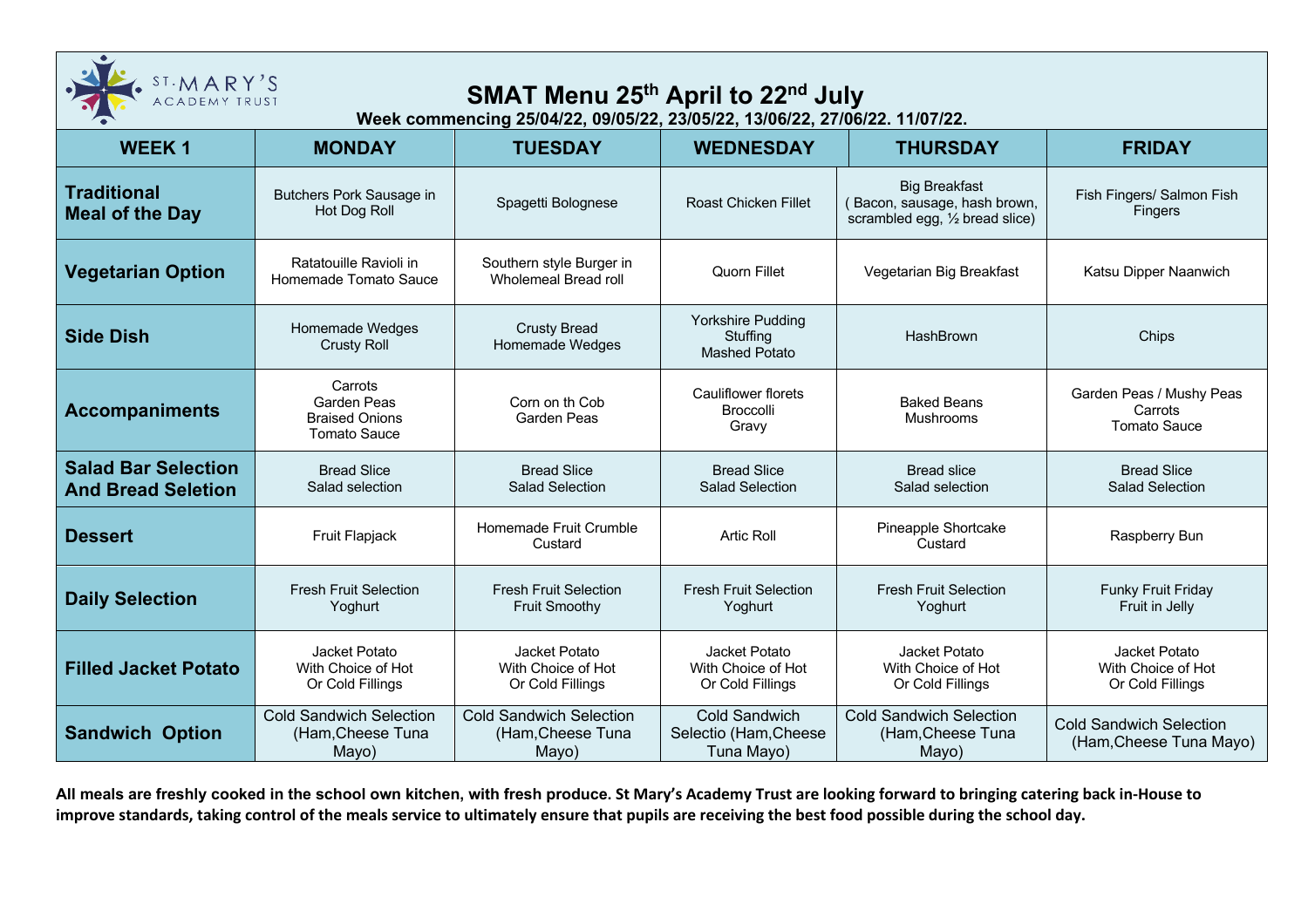# SMAT Menu 25th April to 22nd July

**Week commencing 25/04/22, 09/05/22, 23/05/22, 13/06/22, 27/06/22. 11/07/22.**

| WEEK 1 | MONDAY | TUESDAY | WEDNESDAY | THURSDAY | FRIDAY |
|---|---|---|---|---|---|
| **Traditional Meal of the Day** | Butchers Pork Sausage in Hot Dog Roll | Spagetti Bolognese | Roast Chicken Fillet | Big Breakfast ( Bacon, sausage, hash brown, scrambled egg, ½ bread slice) | Fish Fingers/ Salmon Fish Fingers |
| **Vegetarian Option** | Ratatouille Ravioli in Homemade Tomato Sauce | Southern style Burger in Wholemeal Bread roll | Quorn Fillet | Vegetarian Big Breakfast | Katsu Dipper Naanwich |
| **Side Dish** | Homemade Wedges<br>Crusty Roll | Crusty Bread<br>Homemade Wedges | Yorkshire Pudding<br>Stuffing<br>Mashed Potato | HashBrown | Chips |
| **Accompaniments** | Carrots<br>Garden Peas<br>Braised Onions<br>Tomato Sauce | Corn on th Cob<br>Garden Peas | Cauliflower florets<br>Broccolli<br>Gravy | Baked Beans<br>Mushrooms | Garden Peas / Mushy Peas<br>Carrots<br>Tomato Sauce |
| **Salad Bar Selection And Bread Seletion** | Bread Slice<br>Salad selection | Bread Slice<br>Salad Selection | Bread Slice<br>Salad Selection | Bread slice<br>Salad selection | Bread Slice<br>Salad Selection |
| **Dessert** | Fruit Flapjack | Homemade Fruit Crumble<br>Custard | Artic Roll | Pineapple Shortcake<br>Custard | Raspberry Bun |
| **Daily Selection** | Fresh Fruit Selection<br>Yoghurt | Fresh Fruit Selection<br>Fruit Smoothy | Fresh Fruit Selection<br>Yoghurt | Fresh Fruit Selection<br>Yoghurt | Funky Fruit Friday<br>Fruit in Jelly |
| **Filled Jacket Potato** | Jacket Potato<br>With Choice of Hot<br>Or Cold Fillings | Jacket Potato<br>With Choice of Hot<br>Or Cold Fillings | Jacket Potato<br>With Choice of Hot<br>Or Cold Fillings | Jacket Potato<br>With Choice of Hot<br>Or Cold Fillings | Jacket Potato<br>With Choice of Hot<br>Or Cold Fillings |
| **Sandwich Option** | Cold Sandwich Selection (Ham,Cheese Tuna Mayo) | Cold Sandwich Selection (Ham,Cheese Tuna Mayo) | Cold Sandwich Selectio (Ham,Cheese Tuna Mayo) | Cold Sandwich Selection (Ham,Cheese Tuna Mayo) | Cold Sandwich Selection (Ham,Cheese Tuna Mayo) |

**All meals are freshly cooked in the school own kitchen, with fresh produce. St Mary's Academy Trust are looking forward to bringing catering back in-House to improve standards, taking control of the meals service to ultimately ensure that pupils are receiving the best food possible during the school day.**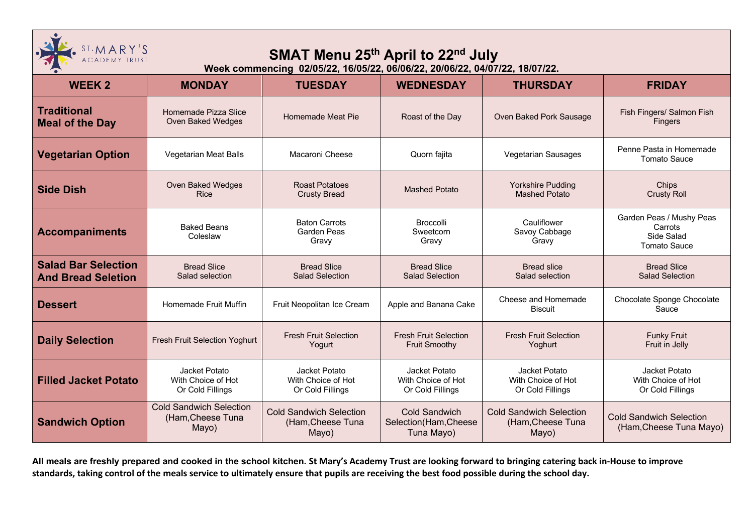ST·MARY'S ACADEMY TRUST

# SMAT Menu 25th April to 22nd July

**Week commencing 02/05/22, 16/05/22, 06/06/22, 20/06/22, 04/07/22, 18/07/22.**

| WEEK 2 | MONDAY | TUESDAY | WEDNESDAY | THURSDAY | FRIDAY |
|---|---|---|---|---|---|
| **Traditional Meal of the Day** | Homemade Pizza Slice Oven Baked Wedges | Homemade Meat Pie | Roast of the Day | Oven Baked Pork Sausage | Fish Fingers/ Salmon Fish Fingers |
| **Vegetarian Option** | Vegetarian Meat Balls | Macaroni Cheese | Quorn fajita | Vegetarian Sausages | Penne Pasta in Homemade Tomato Sauce |
| **Side Dish** | Oven Baked Wedges Rice | Roast Potatoes Crusty Bread | Mashed Potato | Yorkshire Pudding Mashed Potato | Chips Crusty Roll |
| **Accompaniments** | Baked Beans Coleslaw | Baton Carrots Garden Peas Gravy | Broccolli Sweetcorn Gravy | Cauliflower Savoy Cabbage Gravy | Garden Peas / Mushy Peas Carrots Side Salad Tomato Sauce |
| **Salad Bar Selection And Bread Seletion** | Bread Slice Salad selection | Bread Slice Salad Selection | Bread Slice Salad Selection | Bread slice Salad selection | Bread Slice Salad Selection |
| **Dessert** | Homemade Fruit Muffin | Fruit Neopolitan Ice Cream | Apple and Banana Cake | Cheese and Homemade Biscuit | Chocolate Sponge Chocolate Sauce |
| **Daily Selection** | Fresh Fruit Selection Yoghurt | Fresh Fruit Selection Yogurt | Fresh Fruit Selection Fruit Smoothy | Fresh Fruit Selection Yoghurt | Funky Fruit Fruit in Jelly |
| **Filled Jacket Potato** | Jacket Potato With Choice of Hot Or Cold Fillings | Jacket Potato With Choice of Hot Or Cold Fillings | Jacket Potato With Choice of Hot Or Cold Fillings | Jacket Potato With Choice of Hot Or Cold Fillings | Jacket Potato With Choice of Hot Or Cold Fillings |
| **Sandwich Option** | Cold Sandwich Selection (Ham,Cheese Tuna Mayo) | Cold Sandwich Selection (Ham,Cheese Tuna Mayo) | Cold Sandwich Selection(Ham,Cheese Tuna Mayo) | Cold Sandwich Selection (Ham,Cheese Tuna Mayo) | Cold Sandwich Selection (Ham,Cheese Tuna Mayo) |

**All meals are freshly prepared and cooked in the school kitchen. St Mary's Academy Trust are looking forward to bringing catering back in-House to improve standards, taking control of the meals service to ultimately ensure that pupils are receiving the best food possible during the school day.**